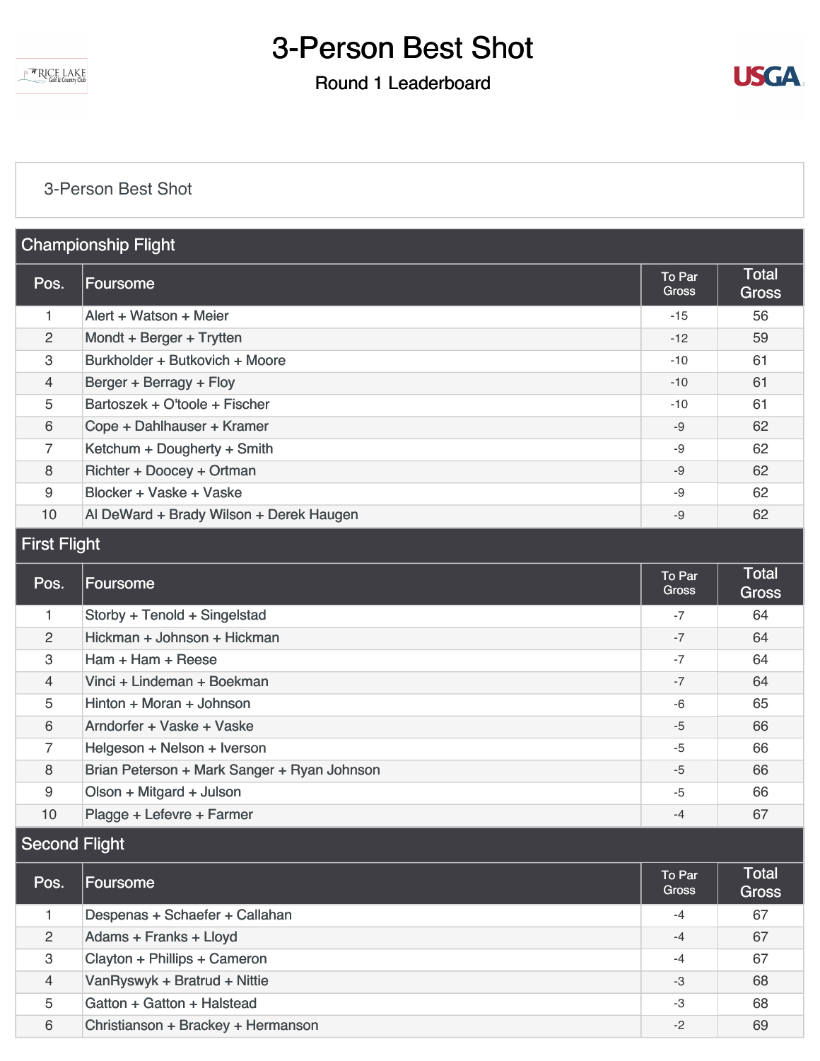# 3-Person Best Shot

## Round 1 Leaderboard

3-Person Best Shot

### Championship Flight

| Pos. | Foursome | To Par Gross | Total Gross |
|---|---|---|---|
| 1 | Alert + Watson + Meier | -15 | 56 |
| 2 | Mondt + Berger + Trytten | -12 | 59 |
| 3 | Burkholder + Butkovich + Moore | -10 | 61 |
| 4 | Berger + Berragy + Floy | -10 | 61 |
| 5 | Bartoszek + O'toole + Fischer | -10 | 61 |
| 6 | Cope + Dahlhauser + Kramer | -9 | 62 |
| 7 | Ketchum + Dougherty + Smith | -9 | 62 |
| 8 | Richter + Doocey + Ortman | -9 | 62 |
| 9 | Blocker + Vaske + Vaske | -9 | 62 |
| 10 | Al DeWard + Brady Wilson + Derek Haugen | -9 | 62 |

### First Flight

| Pos. | Foursome | To Par Gross | Total Gross |
|---|---|---|---|
| 1 | Storby + Tenold + Singelstad | -7 | 64 |
| 2 | Hickman + Johnson + Hickman | -7 | 64 |
| 3 | Ham + Ham + Reese | -7 | 64 |
| 4 | Vinci + Lindeman + Boekman | -7 | 64 |
| 5 | Hinton + Moran + Johnson | -6 | 65 |
| 6 | Arndorfer + Vaske + Vaske | -5 | 66 |
| 7 | Helgeson + Nelson + Iverson | -5 | 66 |
| 8 | Brian Peterson + Mark Sanger + Ryan Johnson | -5 | 66 |
| 9 | Olson + Mitgard + Julson | -5 | 66 |
| 10 | Plagge + Lefevre + Farmer | -4 | 67 |

### Second Flight

| Pos. | Foursome | To Par Gross | Total Gross |
|---|---|---|---|
| 1 | Despenas + Schaefer + Callahan | -4 | 67 |
| 2 | Adams + Franks + Lloyd | -4 | 67 |
| 3 | Clayton + Phillips + Cameron | -4 | 67 |
| 4 | VanRyswyk + Bratrud + Nittie | -3 | 68 |
| 5 | Gatton + Gatton + Halstead | -3 | 68 |
| 6 | Christianson + Brackey + Hermanson | -2 | 69 |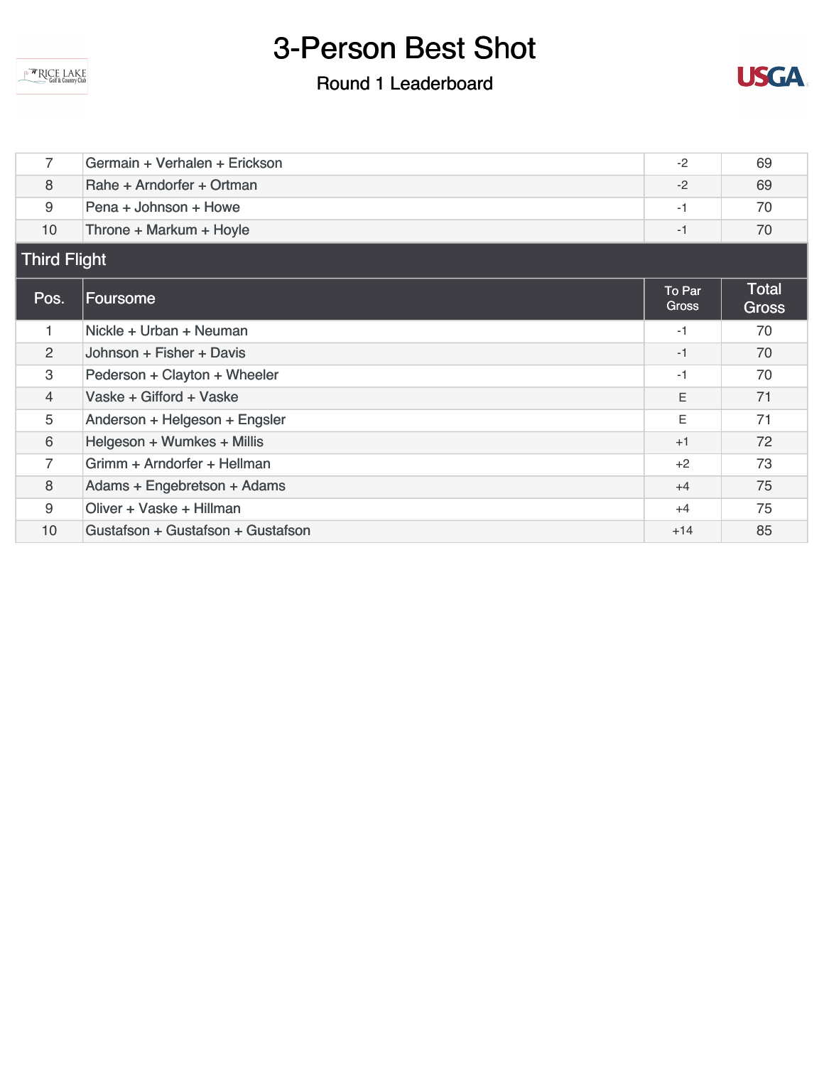# 3-Person Best Shot

## Round 1 Leaderboard

| Pos. | Foursome | To Par Gross | Total Gross |
|---|---|---|---|
| 7 | Germain + Verhalen + Erickson | -2 | 69 |
| 8 | Rahe + Arndorfer + Ortman | -2 | 69 |
| 9 | Pena + Johnson + Howe | -1 | 70 |
| 10 | Throne + Markum + Hoyle | -1 | 70 |

### Third Flight

| Pos. | Foursome | To Par Gross | Total Gross |
|---|---|---|---|
| 1 | Nickle + Urban + Neuman | -1 | 70 |
| 2 | Johnson + Fisher + Davis | -1 | 70 |
| 3 | Pederson + Clayton + Wheeler | -1 | 70 |
| 4 | Vaske + Gifford + Vaske | E | 71 |
| 5 | Anderson + Helgeson + Engsler | E | 71 |
| 6 | Helgeson + Wumkes + Millis | +1 | 72 |
| 7 | Grimm + Arndorfer + Hellman | +2 | 73 |
| 8 | Adams + Engebretson + Adams | +4 | 75 |
| 9 | Oliver + Vaske + Hillman | +4 | 75 |
| 10 | Gustafson + Gustafson + Gustafson | +14 | 85 |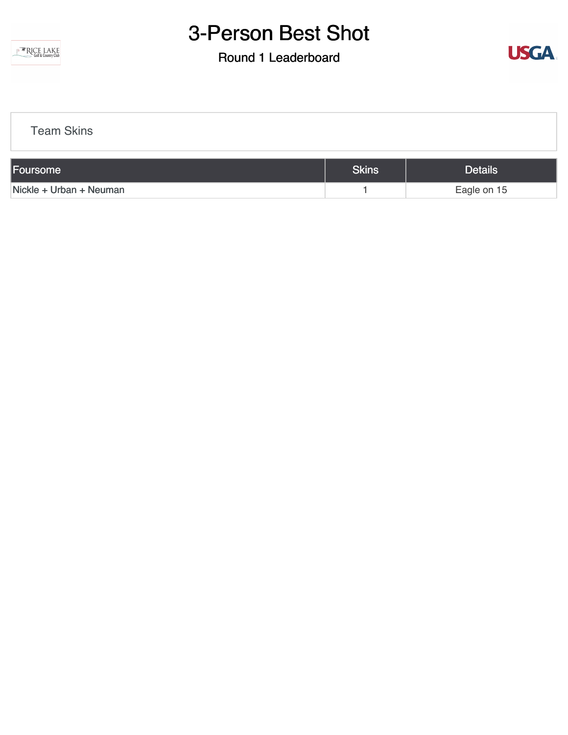# 3-Person Best Shot

## Round 1 Leaderboard

### Team Skins

| Foursome | Skins | Details |
|---|---|---|
| Nickle + Urban + Neuman | 1 | Eagle on 15 |